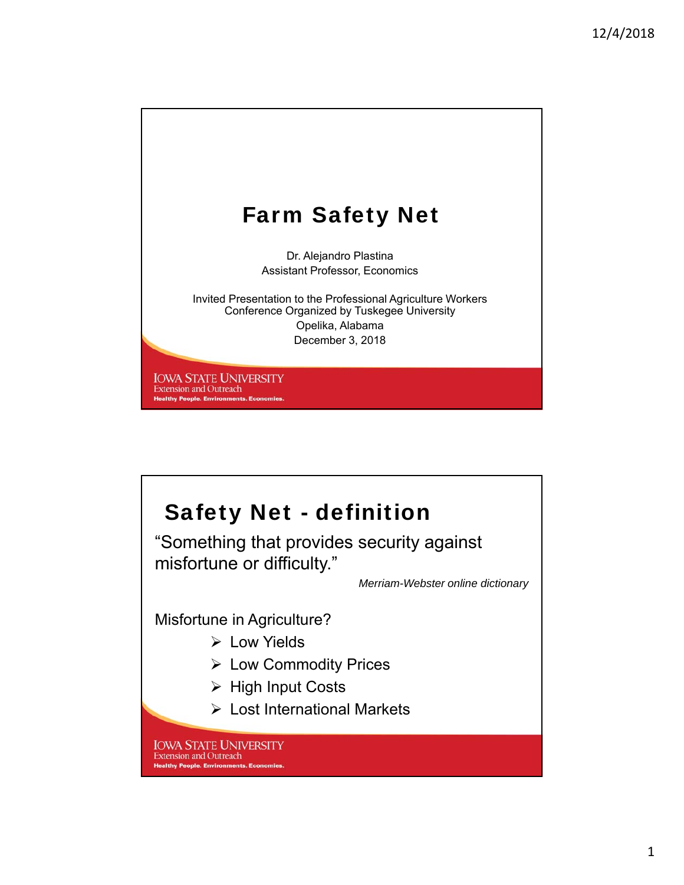# Farm Safety Net

Dr. Alejandro Plastina
Assistant Professor, Economics

Invited Presentation to the Professional Agriculture Workers Conference Organized by Tuskegee University
Opelika, Alabama
December 3, 2018

IOWA STATE UNIVERSITY
Extension and Outreach
Healthy People. Environments. Economies.

## Safety Net - definition

"Something that provides security against misfortune or difficulty."

*Merriam-Webster online dictionary*

Misfortune in Agriculture?

- Low Yields
- Low Commodity Prices
- High Input Costs
- Lost International Markets

IOWA STATE UNIVERSITY
Extension and Outreach
Healthy People. Environments. Economies.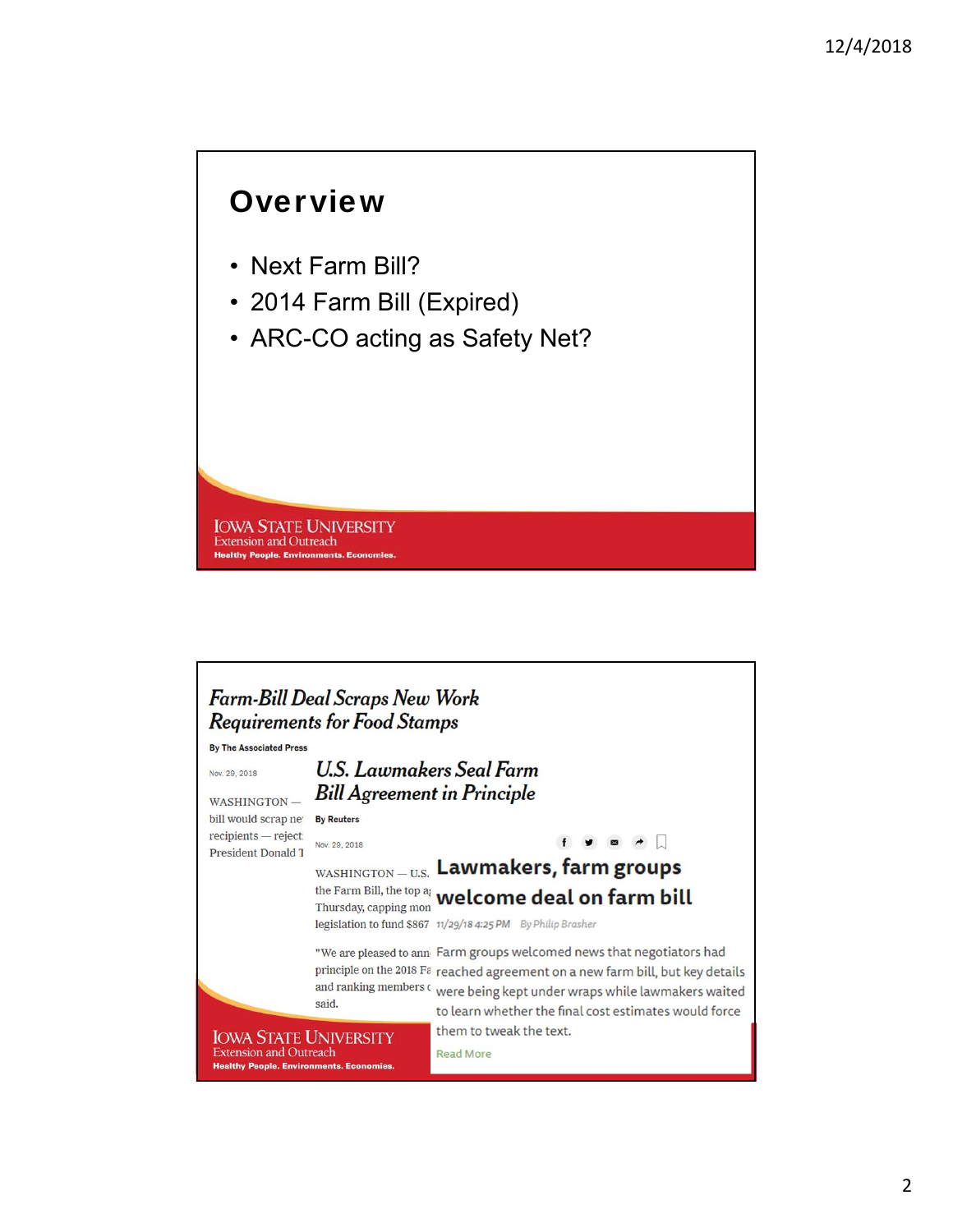## Overview

- Next Farm Bill?
- 2014 Farm Bill (Expired)
- ARC-CO acting as Safety Net?

IOWA STATE UNIVERSITY
Extension and Outreach
Healthy People. Environments. Economies.

---

### *Farm-Bill Deal Scraps New Work Requirements for Food Stamps*

By The Associated Press

Nov. 29, 2018

WASHINGTON — bill would scrap ne recipients — reject President Donald T

### *U.S. Lawmakers Seal Farm Bill Agreement in Principle*

By Reuters

Nov. 29, 2018

WASHINGTON — U.S. the Farm Bill, the top a Thursday, capping mon legislation to fund $867

"We are pleased to ann principle on the 2018 Fa and ranking members said.

### Lawmakers, farm groups welcome deal on farm bill

11/29/18 4:25 PM By Philip Brasher

Farm groups welcomed news that negotiators had reached agreement on a new farm bill, but key details were being kept under wraps while lawmakers waited to learn whether the final cost estimates would force them to tweak the text.

Read More

IOWA STATE UNIVERSITY
Extension and Outreach
Healthy People. Environments. Economies.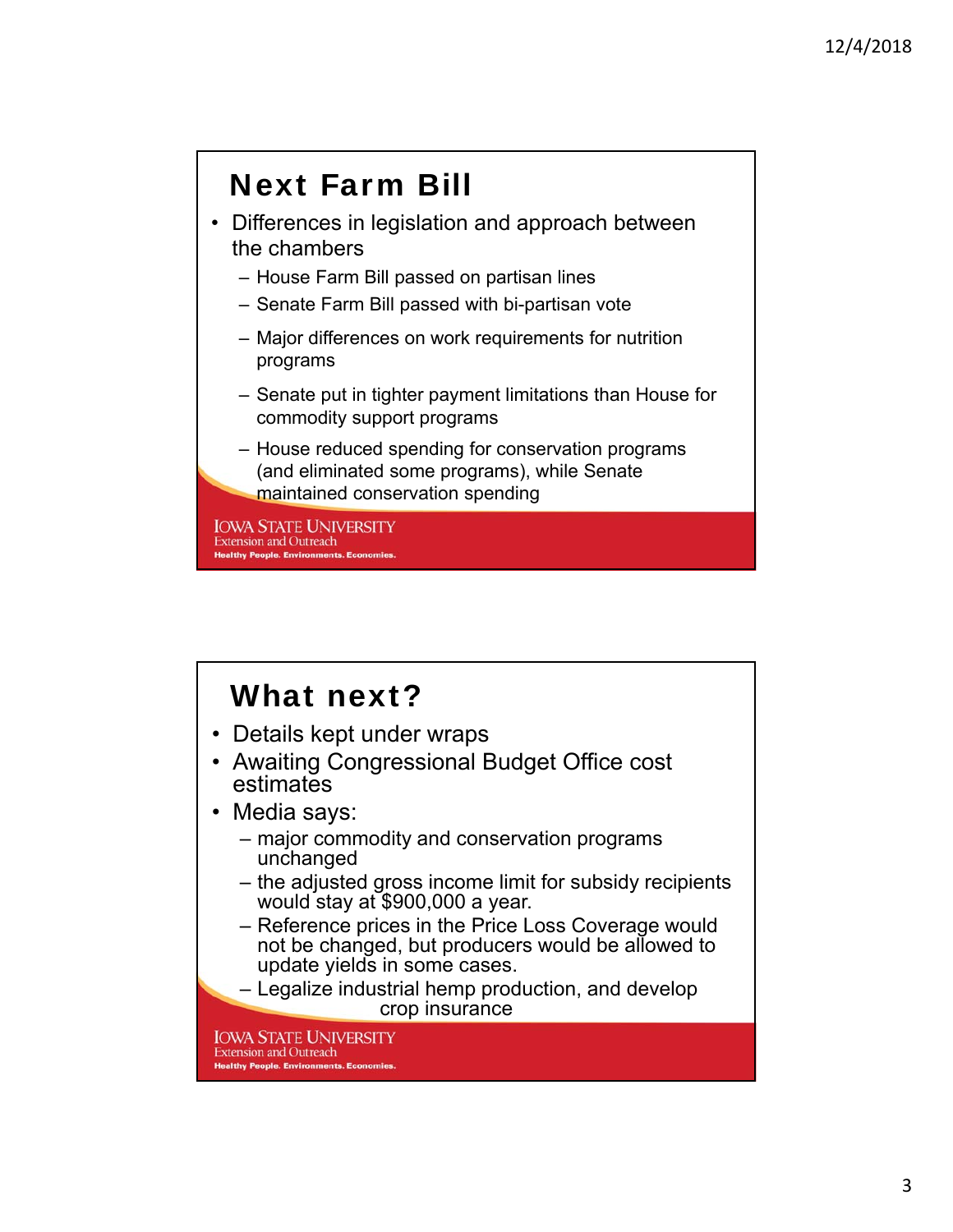## Next Farm Bill

- Differences in legislation and approach between the chambers
  - House Farm Bill passed on partisan lines
  - Senate Farm Bill passed with bi-partisan vote
  - Major differences on work requirements for nutrition programs
  - Senate put in tighter payment limitations than House for commodity support programs
  - House reduced spending for conservation programs (and eliminated some programs), while Senate maintained conservation spending

IOWA STATE UNIVERSITY
Extension and Outreach
Healthy People. Environments. Economies.

## What next?

- Details kept under wraps
- Awaiting Congressional Budget Office cost estimates
- Media says:
  - major commodity and conservation programs unchanged
  - the adjusted gross income limit for subsidy recipients would stay at $900,000 a year.
  - Reference prices in the Price Loss Coverage would not be changed, but producers would be allowed to update yields in some cases.
  - Legalize industrial hemp production, and develop crop insurance

IOWA STATE UNIVERSITY
Extension and Outreach
Healthy People. Environments. Economies.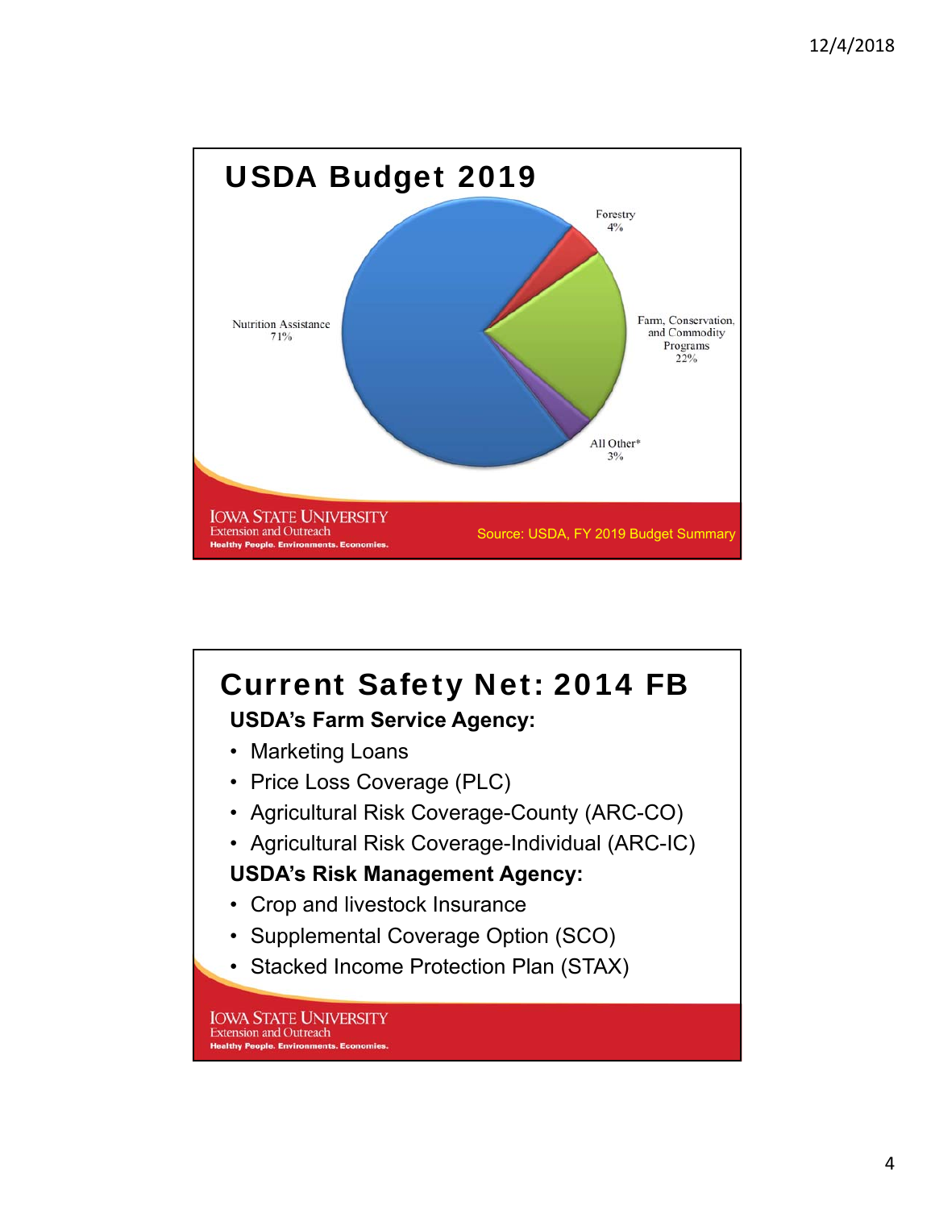## USDA Budget 2019

- Nutrition Assistance 71%
- Forestry 4%
- Farm, Conservation, and Commodity Programs 22%
- All Other* 3%

Source: USDA, FY 2019 Budget Summary

## Current Safety Net: 2014 FB

**USDA's Farm Service Agency:**

- Marketing Loans
- Price Loss Coverage (PLC)
- Agricultural Risk Coverage-County (ARC-CO)
- Agricultural Risk Coverage-Individual (ARC-IC)

**USDA's Risk Management Agency:**

- Crop and livestock Insurance
- Supplemental Coverage Option (SCO)
- Stacked Income Protection Plan (STAX)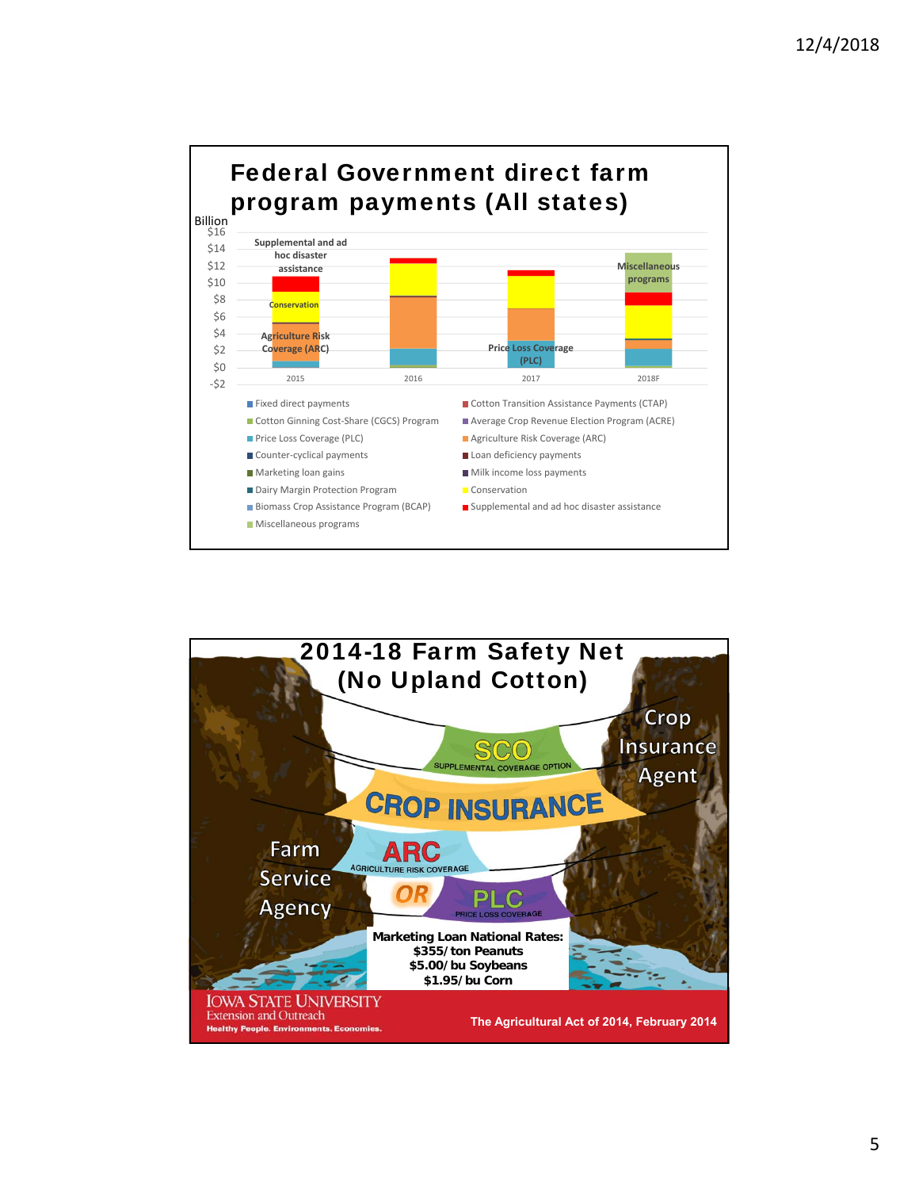## Federal Government direct farm program payments (All states)

Billion

$16
$14
$12
$10
$8
$6
$4
$2
$0
-$2

Supplemental and ad hoc disaster assistance

Conservation

Agriculture Risk Coverage (ARC)

Price Loss Coverage (PLC)

Miscellaneous programs

2015 2016 2017 2018F

- Fixed direct payments
- Cotton Transition Assistance Payments (CTAP)
- Cotton Ginning Cost-Share (CGCS) Program
- Average Crop Revenue Election Program (ACRE)
- Price Loss Coverage (PLC)
- Agriculture Risk Coverage (ARC)
- Counter-cyclical payments
- Loan deficiency payments
- Marketing loan gains
- Milk income loss payments
- Dairy Margin Protection Program
- Conservation
- Biomass Crop Assistance Program (BCAP)
- Supplemental and ad hoc disaster assistance
- Miscellaneous programs

## 2014-18 Farm Safety Net (No Upland Cotton)

Crop Insurance Agent

SCO
SUPPLEMENTAL COVERAGE OPTION

CROP INSURANCE

Farm Service Agency

ARC
AGRICULTURE RISK COVERAGE

OR

PLC
PRICE LOSS COVERAGE

**Marketing Loan National Rates:**
**$355/ton Peanuts**
**$5.00/bu Soybeans**
**$1.95/bu Corn**

IOWA STATE UNIVERSITY
Extension and Outreach
Healthy People. Environments. Economies.

The Agricultural Act of 2014, February 2014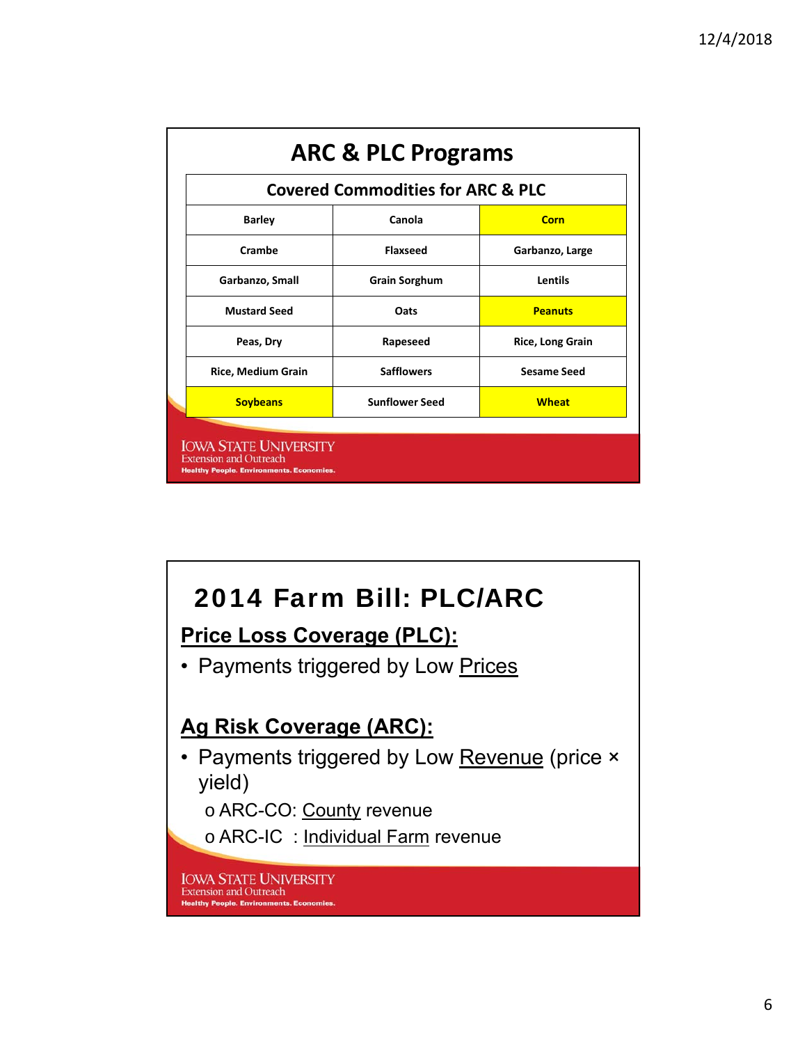## ARC & PLC Programs

| Covered Commodities for ARC & PLC | | |
|---|---|---|
| Barley | Canola | Corn |
| Crambe | Flaxseed | Garbanzo, Large |
| Garbanzo, Small | Grain Sorghum | Lentils |
| Mustard Seed | Oats | Peanuts |
| Peas, Dry | Rapeseed | Rice, Long Grain |
| Rice, Medium Grain | Safflowers | Sesame Seed |
| Soybeans | Sunflower Seed | Wheat |

## 2014 Farm Bill: PLC/ARC

**Price Loss Coverage (PLC):**

- Payments triggered by Low Prices

**Ag Risk Coverage (ARC):**

- Payments triggered by Low Revenue (price × yield)
  - ARC-CO: County revenue
  - ARC-IC : Individual Farm revenue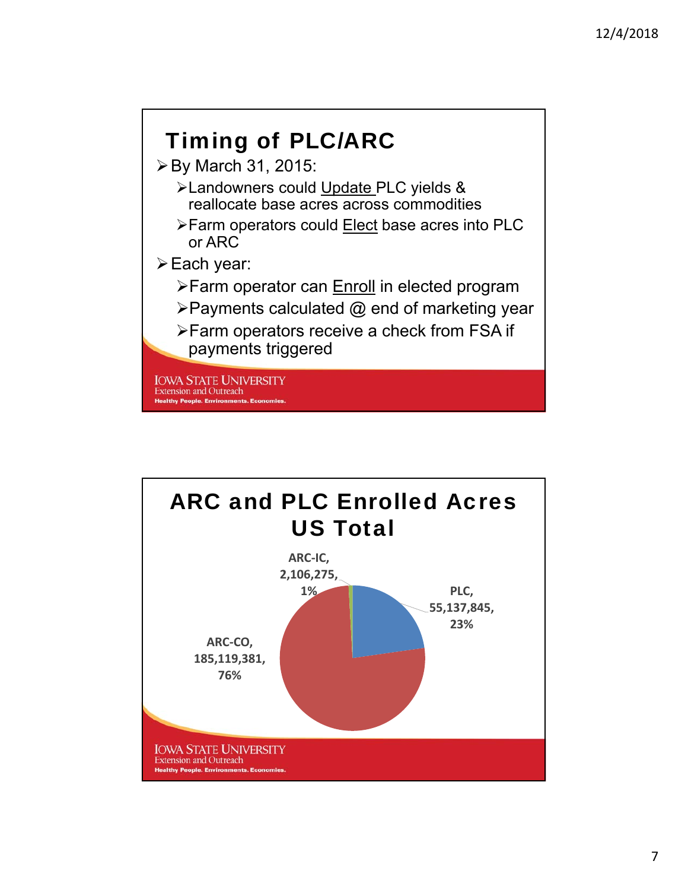## Timing of PLC/ARC

- By March 31, 2015:
  - Landowners could Update PLC yields & reallocate base acres across commodities
  - Farm operators could Elect base acres into PLC or ARC
- Each year:
  - Farm operator can Enroll in elected program
  - Payments calculated @ end of marketing year
  - Farm operators receive a check from FSA if payments triggered

IOWA STATE UNIVERSITY
Extension and Outreach
Healthy People. Environments. Economies.

## ARC and PLC Enrolled Acres US Total

| Program | Acres | Percent |
|---|---|---|
| ARC-IC | 2,106,275 | 1% |
| PLC | 55,137,845 | 23% |
| ARC-CO | 185,119,381 | 76% |

IOWA STATE UNIVERSITY
Extension and Outreach
Healthy People. Environments. Economies.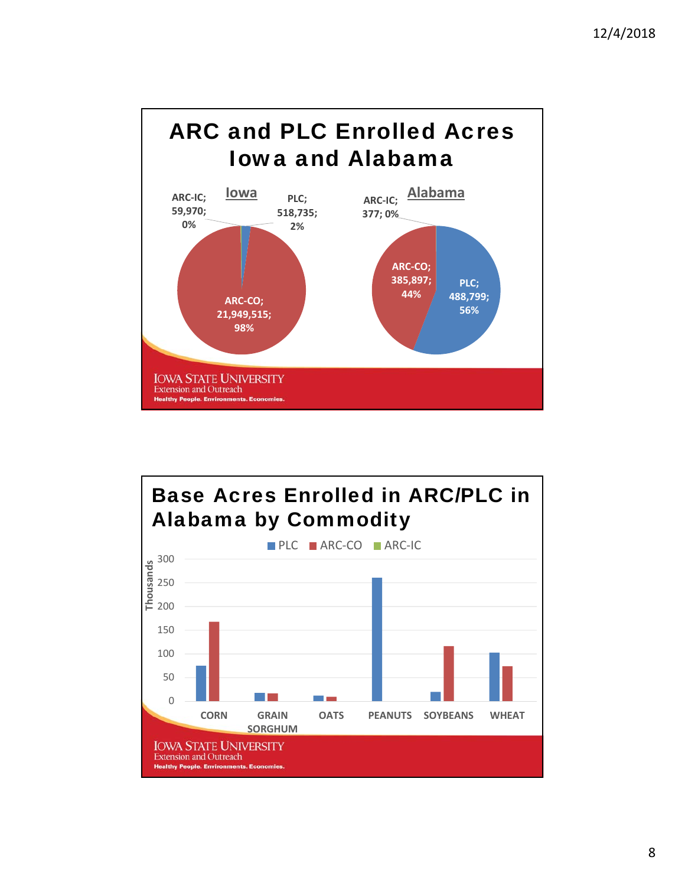# ARC and PLC Enrolled Acres Iowa and Alabama

**Iowa**

- ARC-IC; 59,970; 0%
- PLC; 518,735; 2%
- ARC-CO; 21,949,515; 98%

**Alabama**

- ARC-IC; 377; 0%
- ARC-CO; 385,897; 44%
- PLC; 488,799; 56%

# Base Acres Enrolled in ARC/PLC in Alabama by Commodity

PLC ■ ARC-CO ■ ARC-IC

Thousands: 0, 50, 100, 150, 200, 250, 300

CORN, GRAIN SORGHUM, OATS, PEANUTS, SOYBEANS, WHEAT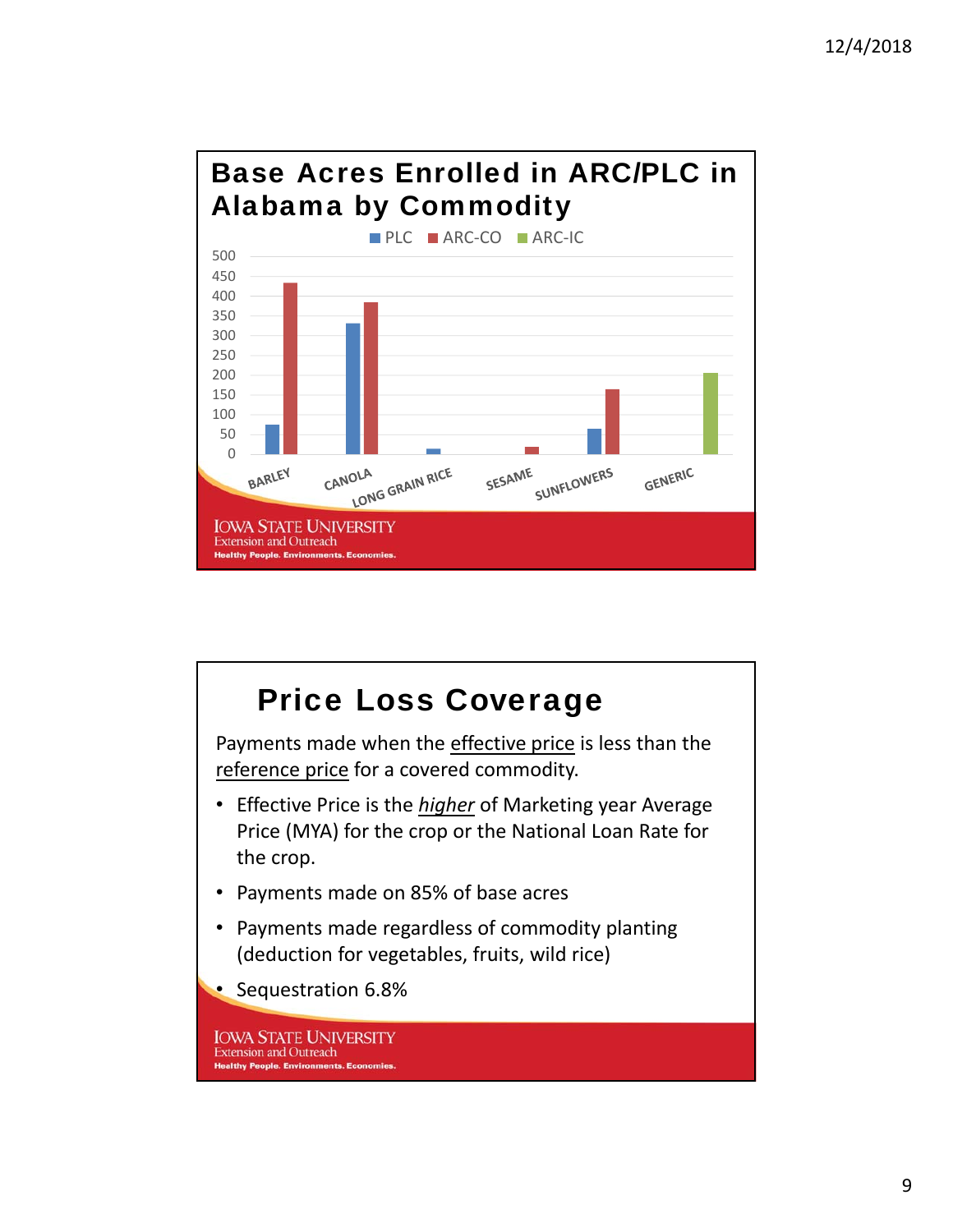## Base Acres Enrolled in ARC/PLC in Alabama by Commodity

PLC | ARC-CO | ARC-IC

| Commodity | PLC | ARC-CO | ARC-IC |
|---|---|---|---|
| BARLEY | 75 | 435 | |
| CANOLA | 333 | 385 | |
| LONG GRAIN RICE | 14 | | |
| SESAME | | 18 | |
| SUNFLOWERS | 64 | 165 | |
| GENERIC | | | 205 |

## Price Loss Coverage

Payments made when the effective price is less than the reference price for a covered commodity.

- Effective Price is the *higher* of Marketing year Average Price (MYA) for the crop or the National Loan Rate for the crop.
- Payments made on 85% of base acres
- Payments made regardless of commodity planting (deduction for vegetables, fruits, wild rice)
- Sequestration 6.8%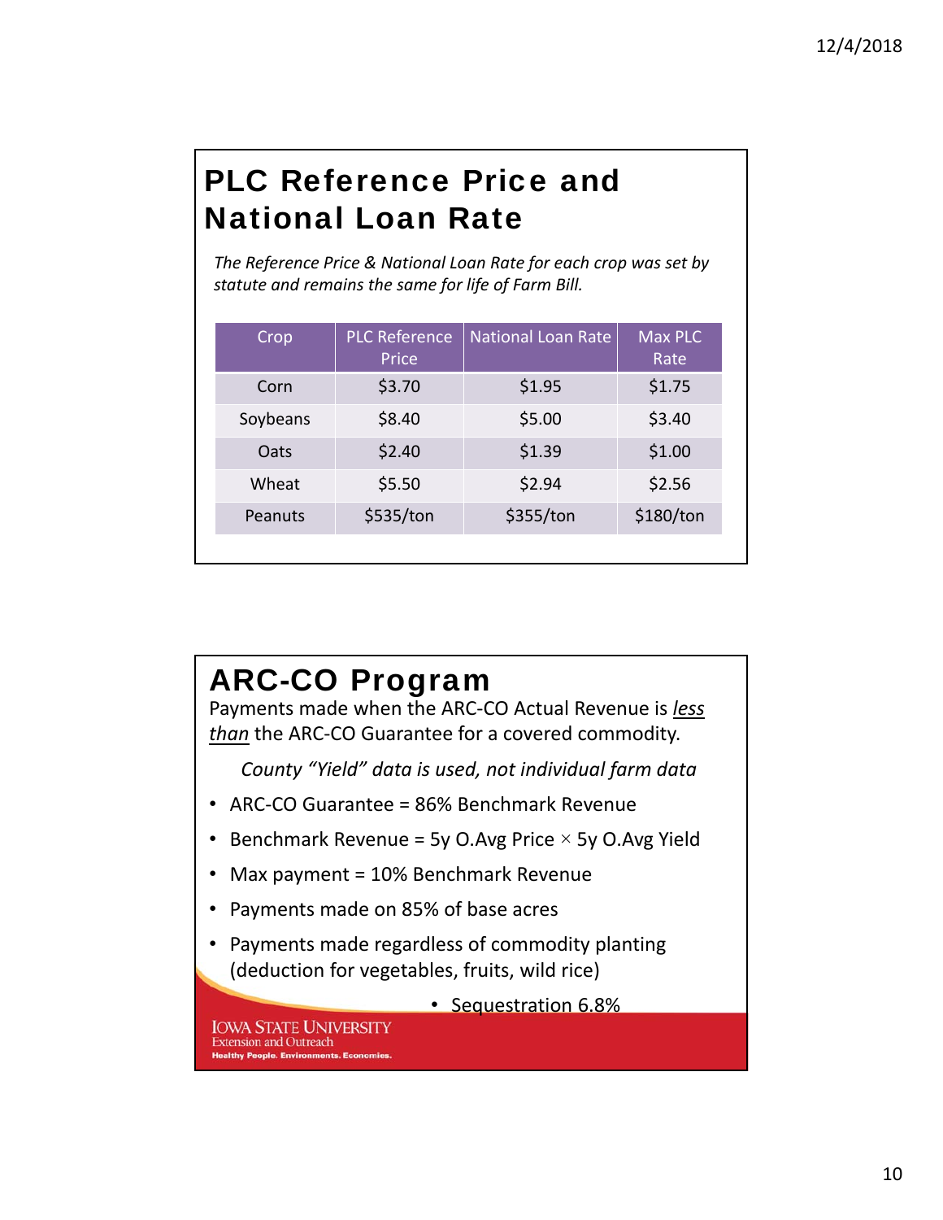# PLC Reference Price and National Loan Rate

*The Reference Price & National Loan Rate for each crop was set by statute and remains the same for life of Farm Bill.*

| Crop | PLC Reference Price | National Loan Rate | Max PLC Rate |
|---|---|---|---|
| Corn | $3.70 | $1.95 | $1.75 |
| Soybeans | $8.40 | $5.00 | $3.40 |
| Oats | $2.40 | $1.39 | $1.00 |
| Wheat | $5.50 | $2.94 | $2.56 |
| Peanuts | $535/ton | $355/ton | $180/ton |

# ARC-CO Program

Payments made when the ARC-CO Actual Revenue is *less than* the ARC-CO Guarantee for a covered commodity.

*County "Yield" data is used, not individual farm data*

- ARC-CO Guarantee = 86% Benchmark Revenue
- Benchmark Revenue = 5y O.Avg Price × 5y O.Avg Yield
- Max payment = 10% Benchmark Revenue
- Payments made on 85% of base acres
- Payments made regardless of commodity planting (deduction for vegetables, fruits, wild rice)
  - Sequestration 6.8%

IOWA STATE UNIVERSITY
Extension and Outreach
Healthy People. Environments. Economies.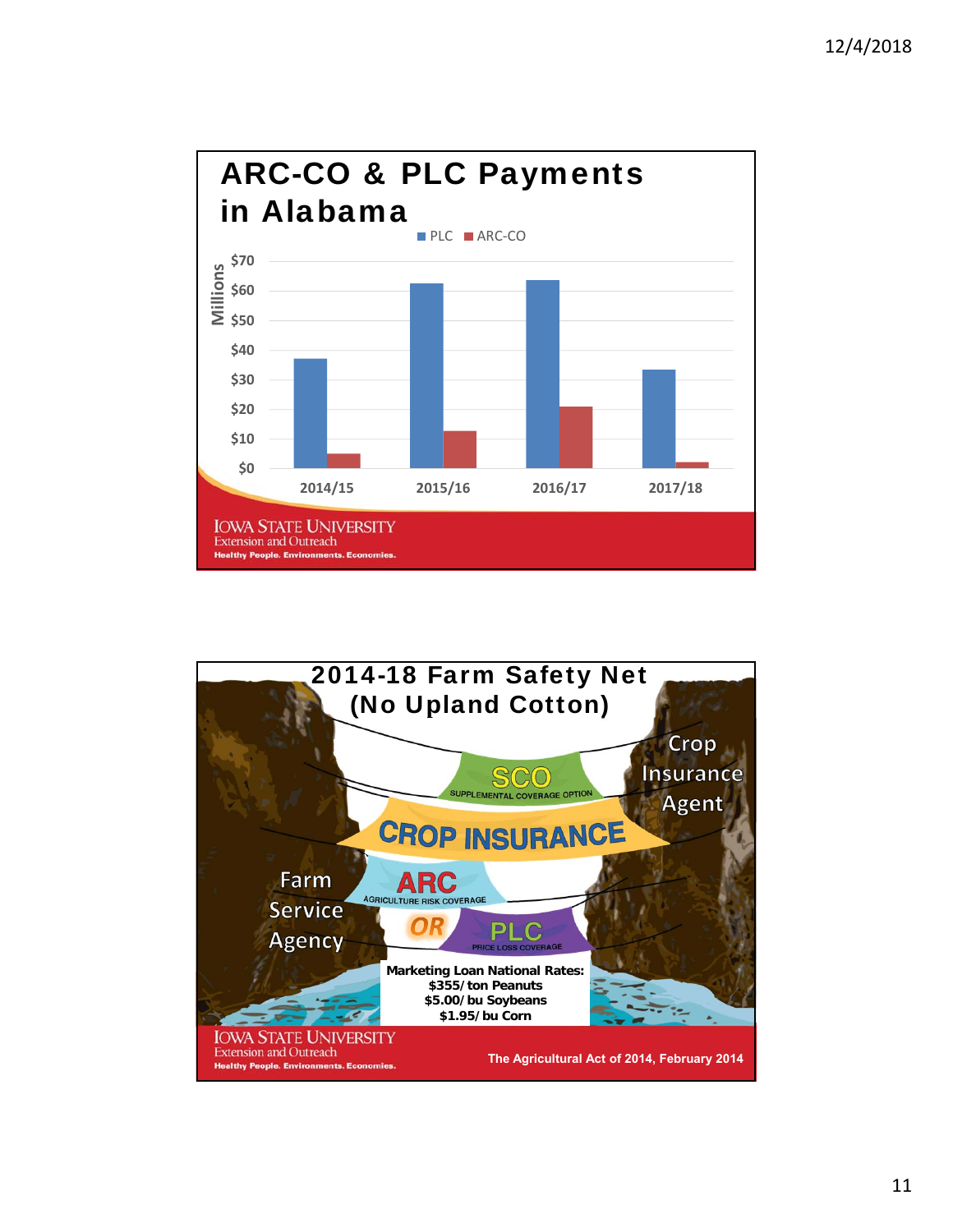## ARC-CO & PLC Payments in Alabama

Millions

| | PLC | ARC-CO |
|---|---|---|
| 2014/15 | ~$37 | ~$5 |
| 2015/16 | ~$62 | ~$13 |
| 2016/17 | ~$63 | ~$21 |
| 2017/18 | ~$33 | ~$2 |

IOWA STATE UNIVERSITY
Extension and Outreach
Healthy People. Environments. Economies.

## 2014-18 Farm Safety Net (No Upland Cotton)

Crop Insurance Agent

SCO — SUPPLEMENTAL COVERAGE OPTION

CROP INSURANCE

Farm Service Agency

ARC — AGRICULTURE RISK COVERAGE

OR

PLC — PRICE LOSS COVERAGE

**Marketing Loan National Rates:**
**\$355/ton Peanuts**
**\$5.00/bu Soybeans**
**\$1.95/bu Corn**

IOWA STATE UNIVERSITY
Extension and Outreach
Healthy People. Environments. Economies.

The Agricultural Act of 2014, February 2014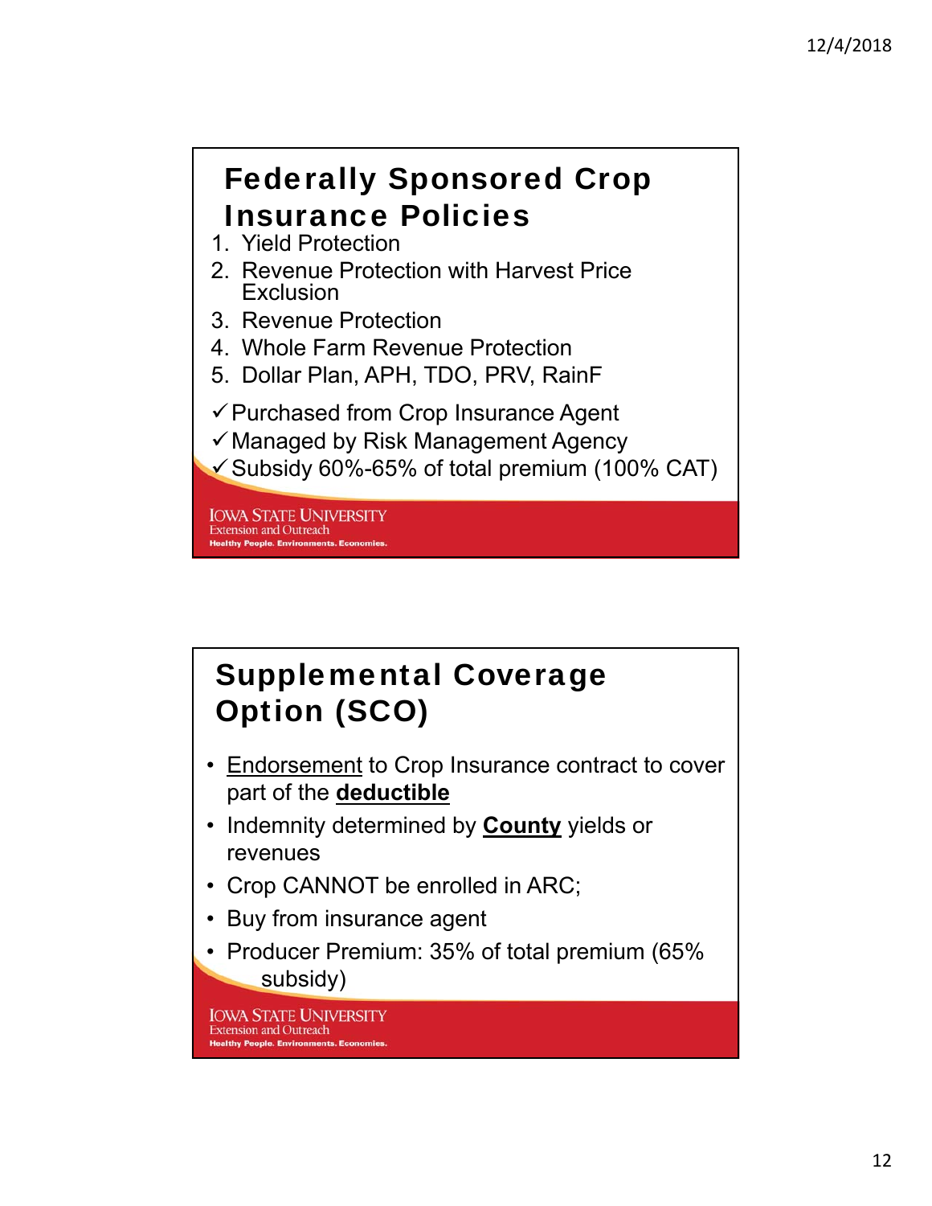## Federally Sponsored Crop Insurance Policies

1. Yield Protection
2. Revenue Protection with Harvest Price Exclusion
3. Revenue Protection
4. Whole Farm Revenue Protection
5. Dollar Plan, APH, TDO, PRV, RainF

- ✓ Purchased from Crop Insurance Agent
- ✓ Managed by Risk Management Agency
- ✓ Subsidy 60%-65% of total premium (100% CAT)

IOWA STATE UNIVERSITY
Extension and Outreach
Healthy People. Environments. Economies.

## Supplemental Coverage Option (SCO)

- Endorsement to Crop Insurance contract to cover part of the **deductible**
- Indemnity determined by **County** yields or revenues
- Crop CANNOT be enrolled in ARC;
- Buy from insurance agent
- Producer Premium: 35% of total premium (65% subsidy)

IOWA STATE UNIVERSITY
Extension and Outreach
Healthy People. Environments. Economies.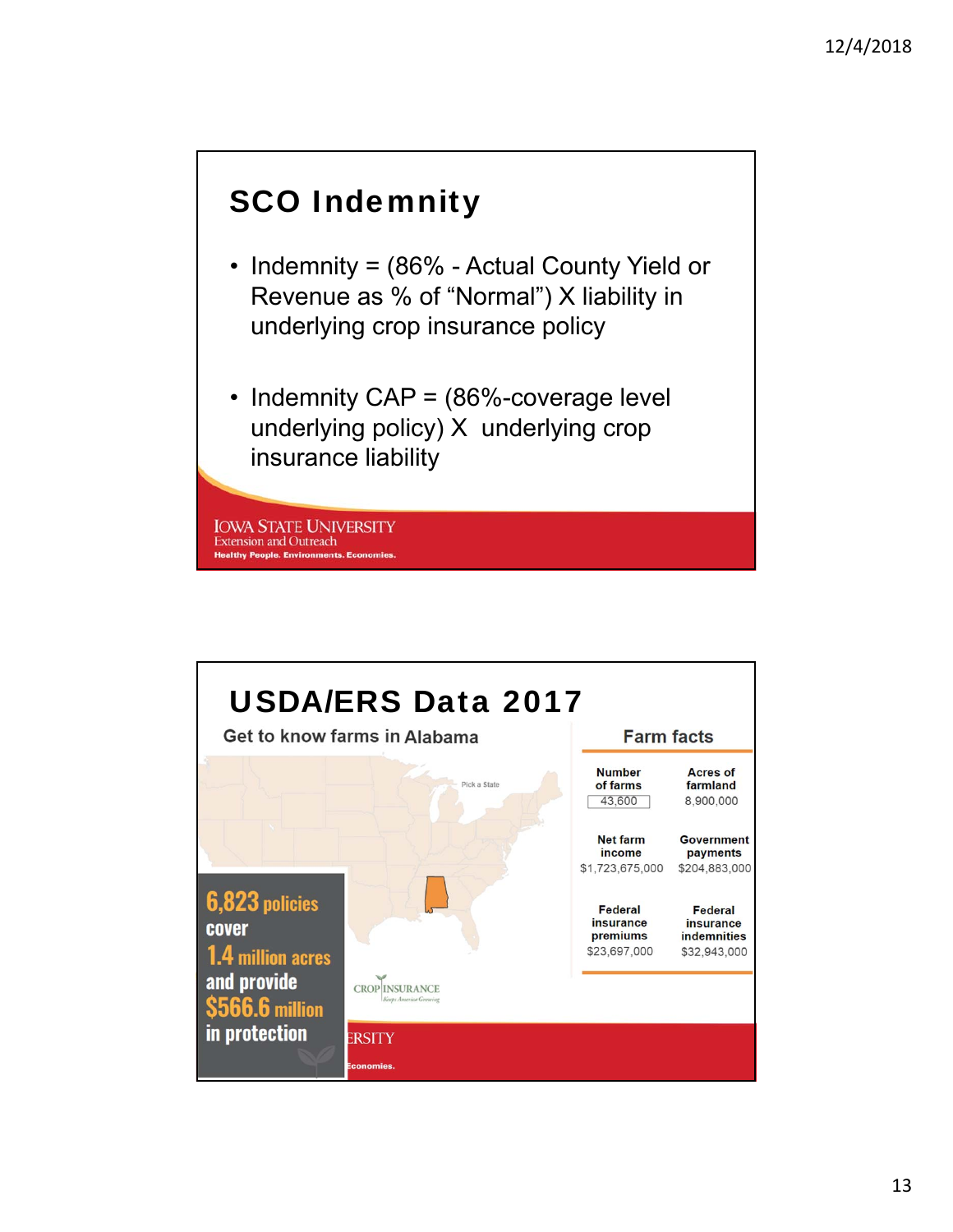## SCO Indemnity

- Indemnity = (86% - Actual County Yield or Revenue as % of "Normal") X liability in underlying crop insurance policy
- Indemnity CAP = (86%-coverage level underlying policy) X underlying crop insurance liability

IOWA STATE UNIVERSITY
Extension and Outreach
Healthy People. Environments. Economies.

## USDA/ERS Data 2017

Get to know farms in Alabama

Pick a State

**6,823 policies** cover **1.4 million acres** and provide **$566.6 million** in protection

CROP INSURANCE
Keeps America Growing

**Farm facts**

| Number of farms | Acres of farmland |
|---|---|
| 43,600 | 8,900,000 |
| **Net farm income** | **Government payments** |
| $1,723,675,000 | $204,883,000 |
| **Federal insurance premiums** | **Federal insurance indemnities** |
| $23,697,000 | $32,943,000 |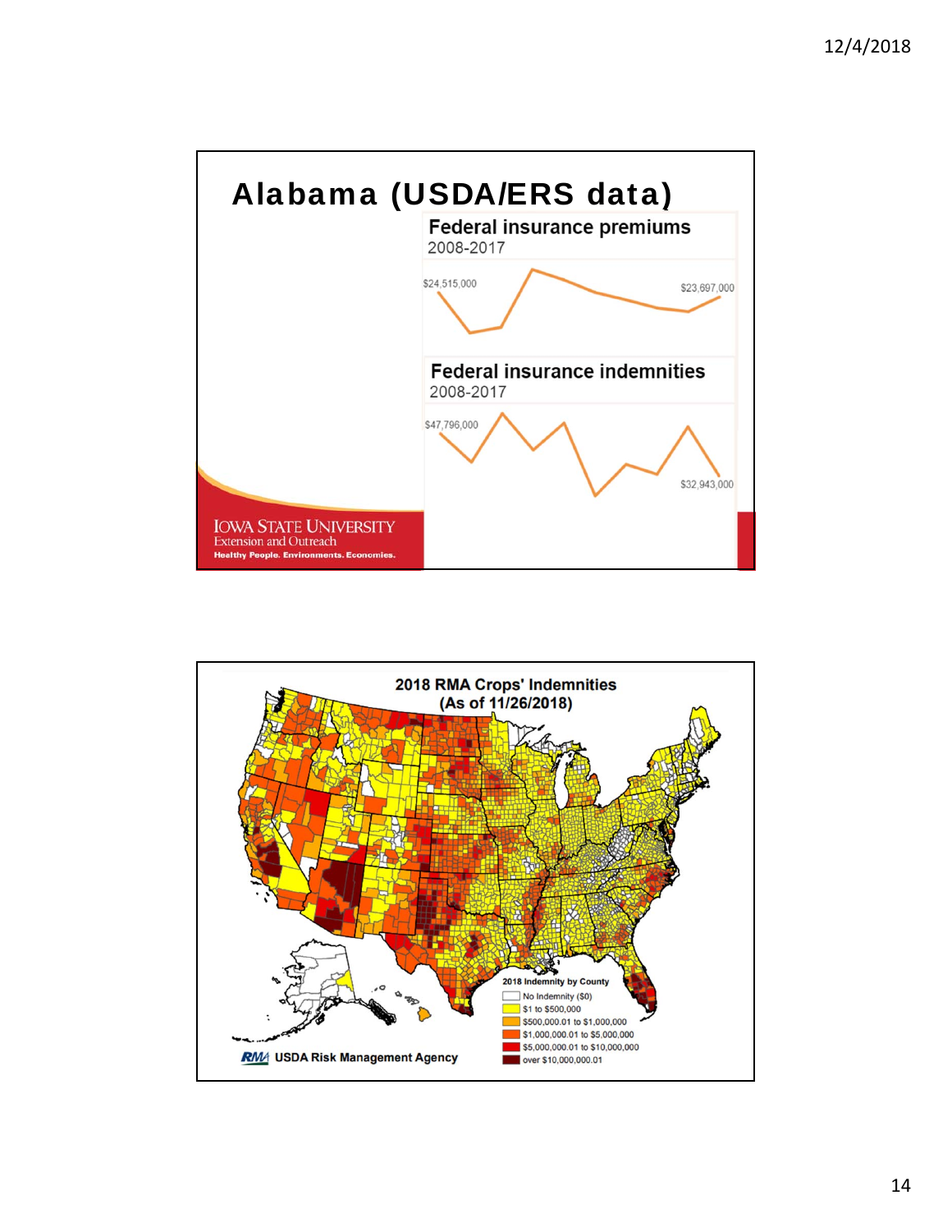# Alabama (USDA/ERS data)

**Federal insurance premiums**
2008-2017

$24,515,000 — $23,697,000

**Federal insurance indemnities**
2008-2017

$47,796,000 — $32,943,000

IOWA STATE UNIVERSITY
Extension and Outreach
Healthy People. Environments. Economies.

---

## 2018 RMA Crops' Indemnities (As of 11/26/2018)

2018 Indemnity by County

- No Indemnity ($0)
- $1 to $500,000
- $500,000.01 to $1,000,000
- $1,000,000.01 to $5,000,000
- $5,000,000.01 to $10,000,000
- over $10,000,000.01

RMA USDA Risk Management Agency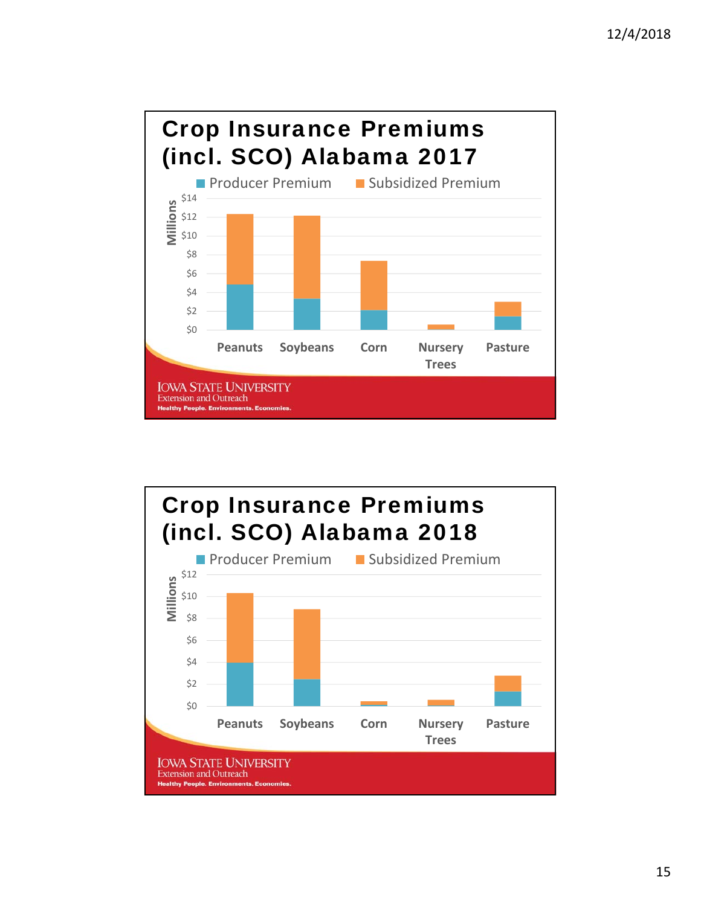## Crop Insurance Premiums (incl. SCO) Alabama 2017

Producer Premium | Subsidized Premium

Millions

$14, $12, $10, $8, $6, $4, $2, $0

Peanuts | Soybeans | Corn | Nursery Trees | Pasture

IOWA STATE UNIVERSITY
Extension and Outreach
Healthy People. Environments. Economies.

## Crop Insurance Premiums (incl. SCO) Alabama 2018

Producer Premium | Subsidized Premium

Millions

$12, $10, $8, $6, $4, $2, $0

Peanuts | Soybeans | Corn | Nursery Trees | Pasture

IOWA STATE UNIVERSITY
Extension and Outreach
Healthy People. Environments. Economies.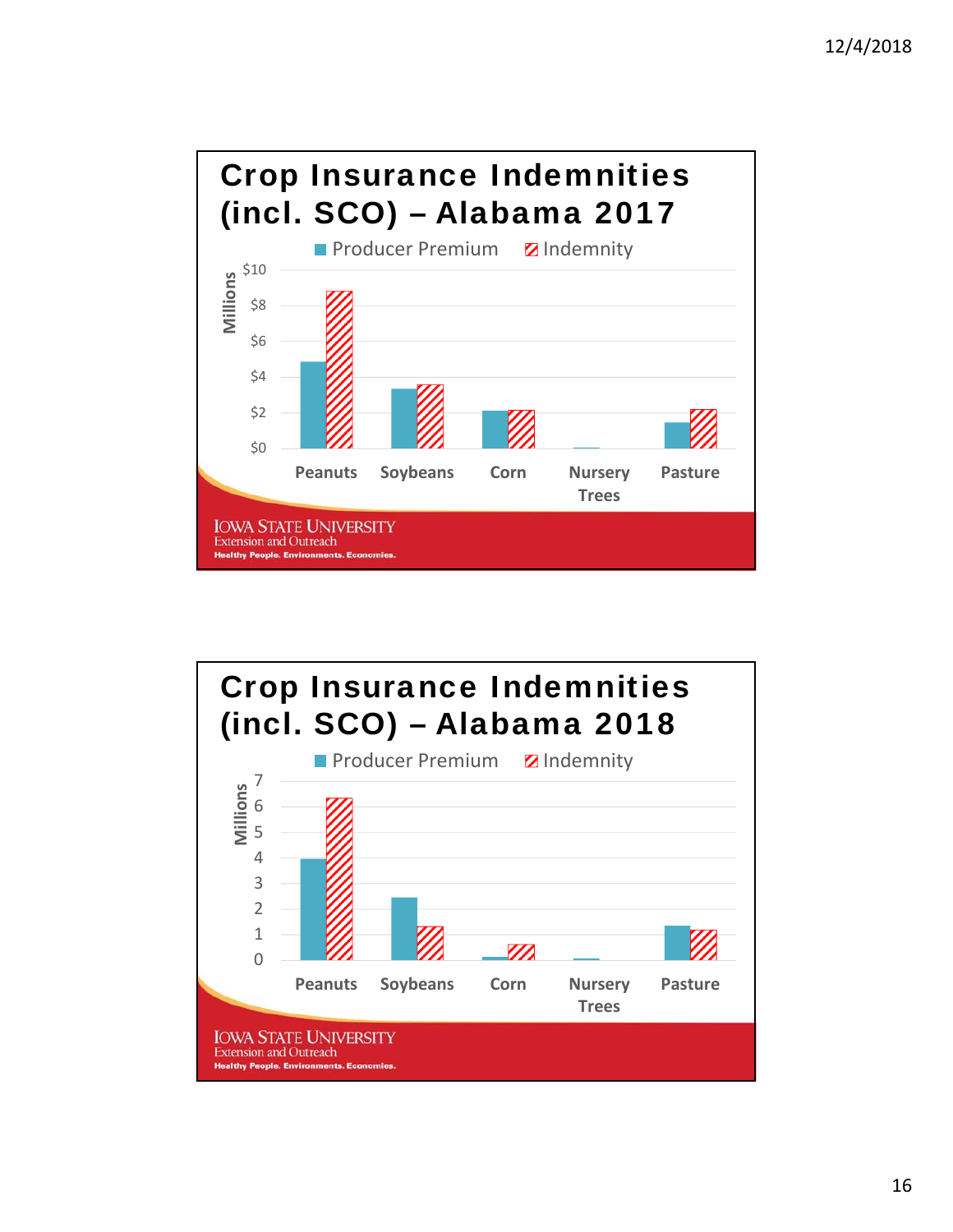## Crop Insurance Indemnities (incl. SCO) – Alabama 2017

Producer Premium | Indemnity

Millions: $10, $8, $6, $4, $2, $0

Peanuts, Soybeans, Corn, Nursery Trees, Pasture

IOWA STATE UNIVERSITY
Extension and Outreach
Healthy People. Environments. Economies.

## Crop Insurance Indemnities (incl. SCO) – Alabama 2018

Producer Premium | Indemnity

Millions: 7, 6, 5, 4, 3, 2, 1, 0

Peanuts, Soybeans, Corn, Nursery Trees, Pasture

IOWA STATE UNIVERSITY
Extension and Outreach
Healthy People. Environments. Economies.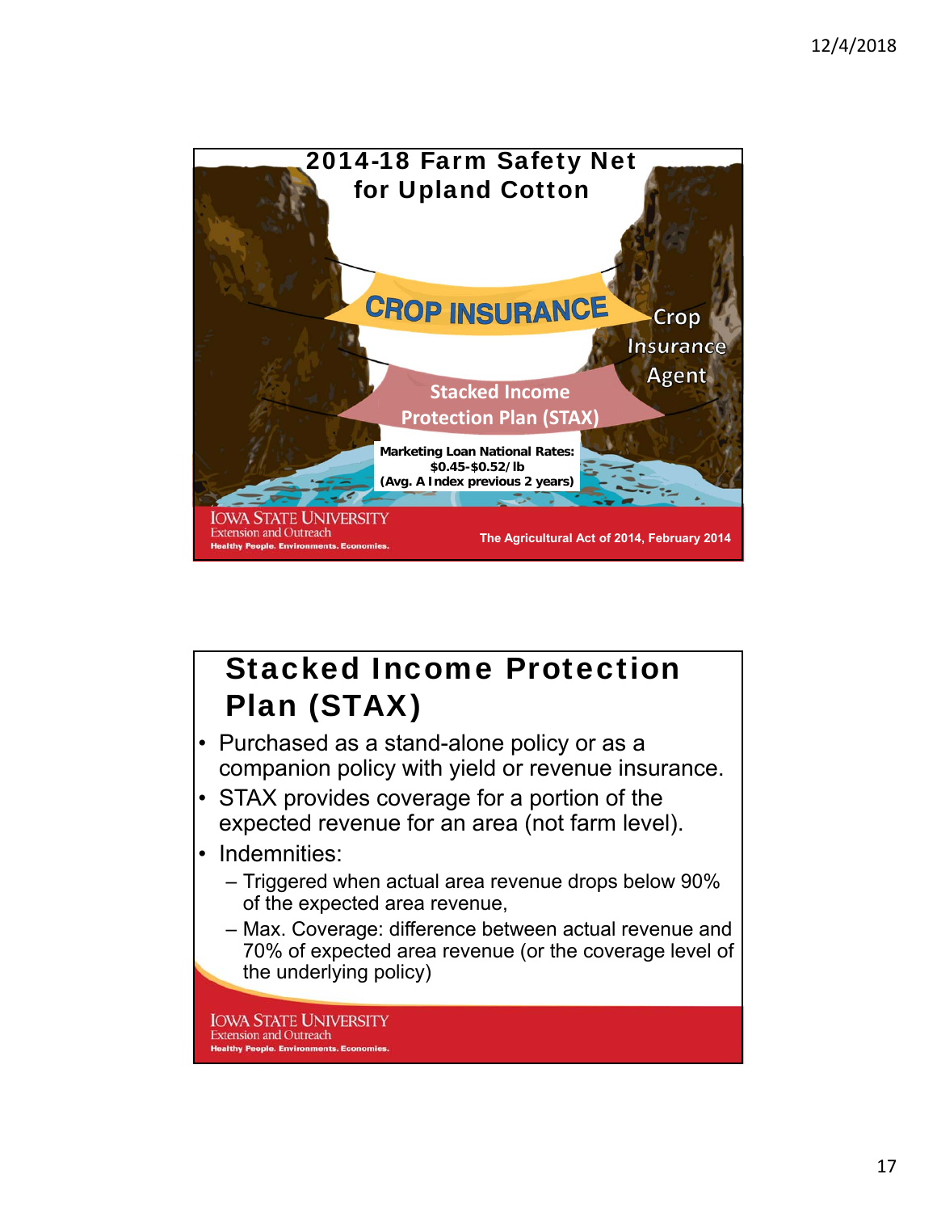## 2014-18 Farm Safety Net for Upland Cotton

CROP INSURANCE

Crop Insurance Agent

Stacked Income Protection Plan (STAX)

Marketing Loan National Rates: $0.45-$0.52/lb (Avg. A Index previous 2 years)

The Agricultural Act of 2014, February 2014

## Stacked Income Protection Plan (STAX)

- Purchased as a stand-alone policy or as a companion policy with yield or revenue insurance.
- STAX provides coverage for a portion of the expected revenue for an area (not farm level).
- Indemnities:
  - Triggered when actual area revenue drops below 90% of the expected area revenue,
  - Max. Coverage: difference between actual revenue and 70% of expected area revenue (or the coverage level of the underlying policy)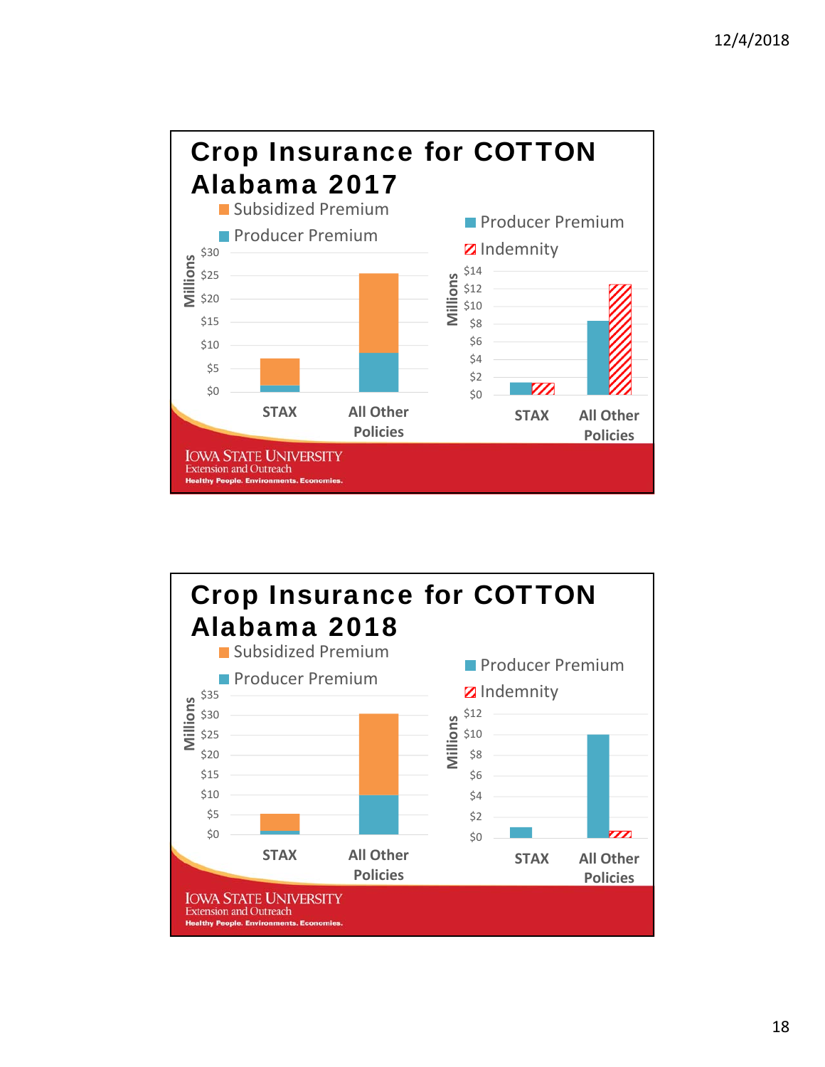## Crop Insurance for COTTON Alabama 2017

Subsidized Premium
Producer Premium

Millions

$30
$25
$20
$15
$10
$5
$0

STAX
All Other Policies

Producer Premium
Indemnity

Millions

$14
$12
$10
$8
$6
$4
$2
$0

STAX
All Other Policies

IOWA STATE UNIVERSITY
Extension and Outreach
Healthy People. Environments. Economies.

## Crop Insurance for COTTON Alabama 2018

Subsidized Premium
Producer Premium

Millions

$35
$30
$25
$20
$15
$10
$5
$0

STAX
All Other Policies

Producer Premium
Indemnity

Millions

$12
$10
$8
$6
$4
$2
$0

STAX
All Other Policies

IOWA STATE UNIVERSITY
Extension and Outreach
Healthy People. Environments. Economies.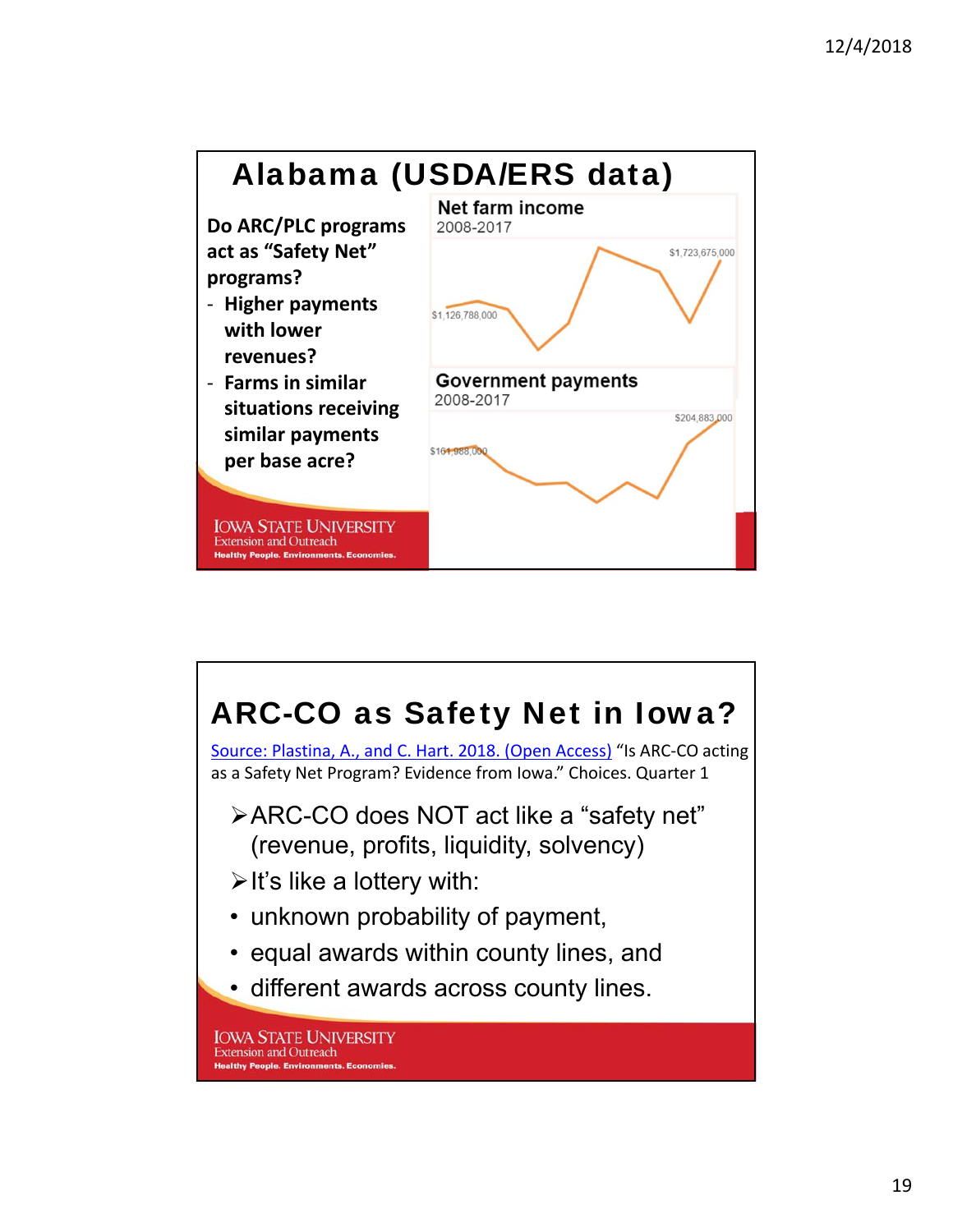## Alabama (USDA/ERS data)

**Do ARC/PLC programs act as "Safety Net" programs?**

- **Higher payments with lower revenues?**
- **Farms in similar situations receiving similar payments per base acre?**

**Net farm income**
2008-2017

$1,126,788,000

$1,723,675,000

**Government payments**
2008-2017

$161,988,000

$204,883,000

IOWA STATE UNIVERSITY
Extension and Outreach
Healthy People. Environments. Economies.

## ARC-CO as Safety Net in Iowa?

Source: Plastina, A., and C. Hart. 2018. (Open Access) "Is ARC-CO acting as a Safety Net Program? Evidence from Iowa." Choices. Quarter 1

- ARC-CO does NOT act like a "safety net" (revenue, profits, liquidity, solvency)
- It's like a lottery with:
  - unknown probability of payment,
  - equal awards within county lines, and
  - different awards across county lines.

IOWA STATE UNIVERSITY
Extension and Outreach
Healthy People. Environments. Economies.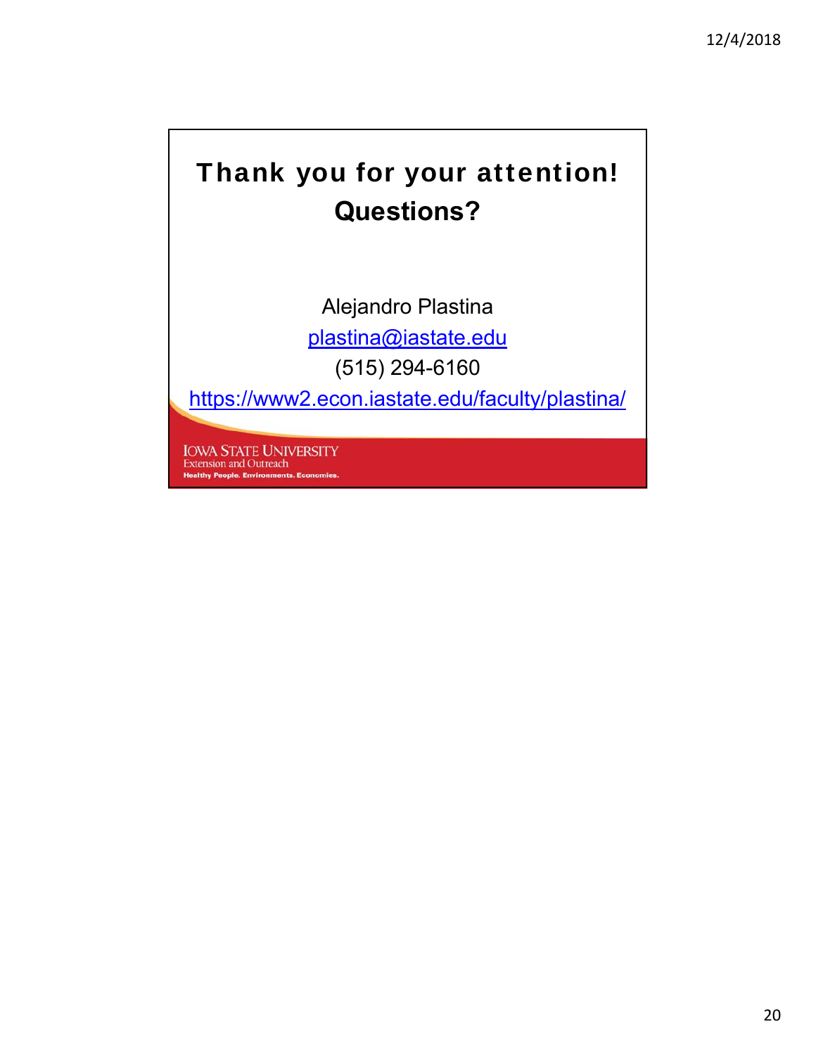# Thank you for your attention! Questions?

Alejandro Plastina

plastina@iastate.edu

(515) 294-6160

https://www2.econ.iastate.edu/faculty/plastina/

IOWA STATE UNIVERSITY
Extension and Outreach
Healthy People. Environments. Economies.